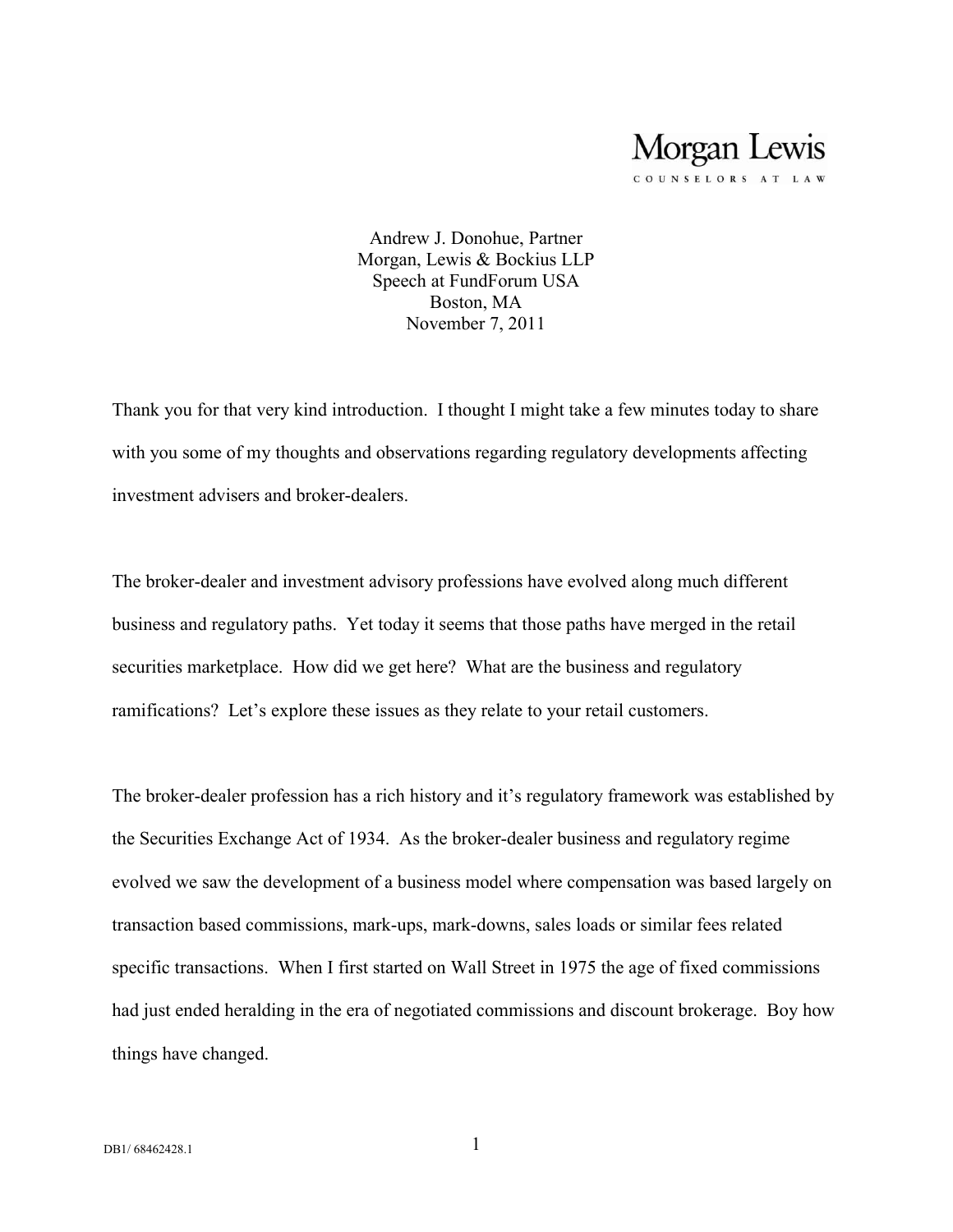Morgan Lewis

COUNSELORS AT LAW

Andrew J. Donohue, Partner
Morgan, Lewis & Bockius LLP
Speech at FundForum USA
Boston, MA
November 7, 2011

Thank you for that very kind introduction. I thought I might take a few minutes today to share with you some of my thoughts and observations regarding regulatory developments affecting investment advisers and broker-dealers.

The broker-dealer and investment advisory professions have evolved along much different business and regulatory paths. Yet today it seems that those paths have merged in the retail securities marketplace. How did we get here? What are the business and regulatory ramifications? Let's explore these issues as they relate to your retail customers.

The broker-dealer profession has a rich history and it's regulatory framework was established by the Securities Exchange Act of 1934. As the broker-dealer business and regulatory regime evolved we saw the development of a business model where compensation was based largely on transaction based commissions, mark-ups, mark-downs, sales loads or similar fees related specific transactions. When I first started on Wall Street in 1975 the age of fixed commissions had just ended heralding in the era of negotiated commissions and discount brokerage. Boy how things have changed.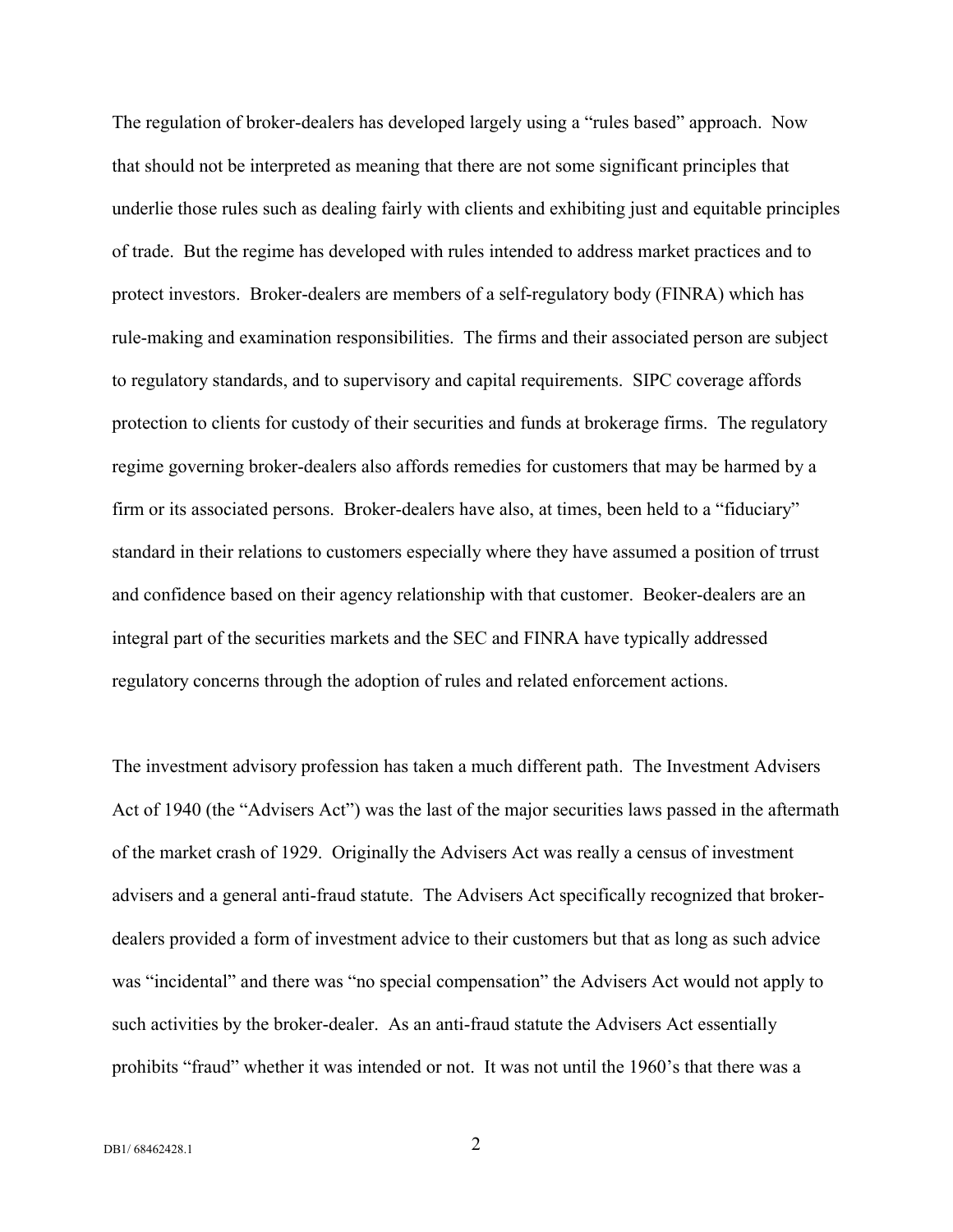The regulation of broker-dealers has developed largely using a "rules based" approach. Now that should not be interpreted as meaning that there are not some significant principles that underlie those rules such as dealing fairly with clients and exhibiting just and equitable principles of trade. But the regime has developed with rules intended to address market practices and to protect investors. Broker-dealers are members of a self-regulatory body (FINRA) which has rule-making and examination responsibilities. The firms and their associated person are subject to regulatory standards, and to supervisory and capital requirements. SIPC coverage affords protection to clients for custody of their securities and funds at brokerage firms. The regulatory regime governing broker-dealers also affords remedies for customers that may be harmed by a firm or its associated persons. Broker-dealers have also, at times, been held to a "fiduciary" standard in their relations to customers especially where they have assumed a position of trrust and confidence based on their agency relationship with that customer. Beoker-dealers are an integral part of the securities markets and the SEC and FINRA have typically addressed regulatory concerns through the adoption of rules and related enforcement actions.

The investment advisory profession has taken a much different path. The Investment Advisers Act of 1940 (the "Advisers Act") was the last of the major securities laws passed in the aftermath of the market crash of 1929. Originally the Advisers Act was really a census of investment advisers and a general anti-fraud statute. The Advisers Act specifically recognized that broker-dealers provided a form of investment advice to their customers but that as long as such advice was "incidental" and there was "no special compensation" the Advisers Act would not apply to such activities by the broker-dealer. As an anti-fraud statute the Advisers Act essentially prohibits "fraud" whether it was intended or not. It was not until the 1960's that there was a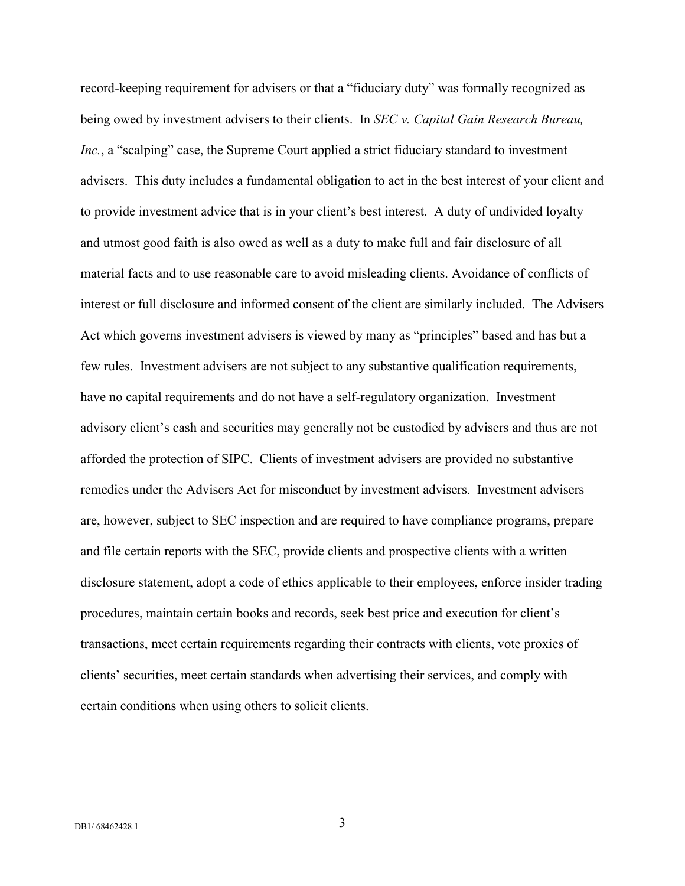record-keeping requirement for advisers or that a "fiduciary duty" was formally recognized as being owed by investment advisers to their clients. In *SEC v. Capital Gain Research Bureau, Inc.*, a "scalping" case, the Supreme Court applied a strict fiduciary standard to investment advisers. This duty includes a fundamental obligation to act in the best interest of your client and to provide investment advice that is in your client's best interest. A duty of undivided loyalty and utmost good faith is also owed as well as a duty to make full and fair disclosure of all material facts and to use reasonable care to avoid misleading clients. Avoidance of conflicts of interest or full disclosure and informed consent of the client are similarly included. The Advisers Act which governs investment advisers is viewed by many as "principles" based and has but a few rules. Investment advisers are not subject to any substantive qualification requirements, have no capital requirements and do not have a self-regulatory organization. Investment advisory client's cash and securities may generally not be custodied by advisers and thus are not afforded the protection of SIPC. Clients of investment advisers are provided no substantive remedies under the Advisers Act for misconduct by investment advisers. Investment advisers are, however, subject to SEC inspection and are required to have compliance programs, prepare and file certain reports with the SEC, provide clients and prospective clients with a written disclosure statement, adopt a code of ethics applicable to their employees, enforce insider trading procedures, maintain certain books and records, seek best price and execution for client's transactions, meet certain requirements regarding their contracts with clients, vote proxies of clients' securities, meet certain standards when advertising their services, and comply with certain conditions when using others to solicit clients.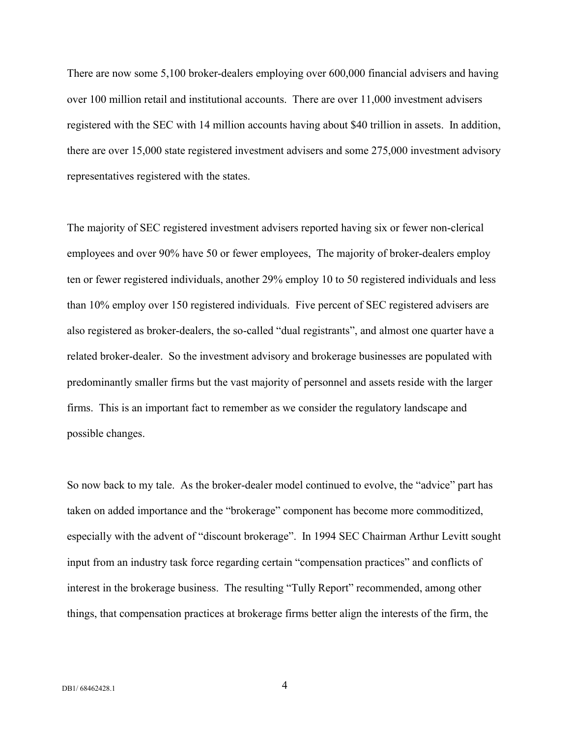There are now some 5,100 broker-dealers employing over 600,000 financial advisers and having over 100 million retail and institutional accounts. There are over 11,000 investment advisers registered with the SEC with 14 million accounts having about $40 trillion in assets. In addition, there are over 15,000 state registered investment advisers and some 275,000 investment advisory representatives registered with the states.

The majority of SEC registered investment advisers reported having six or fewer non-clerical employees and over 90% have 50 or fewer employees, The majority of broker-dealers employ ten or fewer registered individuals, another 29% employ 10 to 50 registered individuals and less than 10% employ over 150 registered individuals. Five percent of SEC registered advisers are also registered as broker-dealers, the so-called "dual registrants", and almost one quarter have a related broker-dealer. So the investment advisory and brokerage businesses are populated with predominantly smaller firms but the vast majority of personnel and assets reside with the larger firms. This is an important fact to remember as we consider the regulatory landscape and possible changes.

So now back to my tale. As the broker-dealer model continued to evolve, the "advice" part has taken on added importance and the "brokerage" component has become more commoditized, especially with the advent of "discount brokerage". In 1994 SEC Chairman Arthur Levitt sought input from an industry task force regarding certain "compensation practices" and conflicts of interest in the brokerage business. The resulting "Tully Report" recommended, among other things, that compensation practices at brokerage firms better align the interests of the firm, the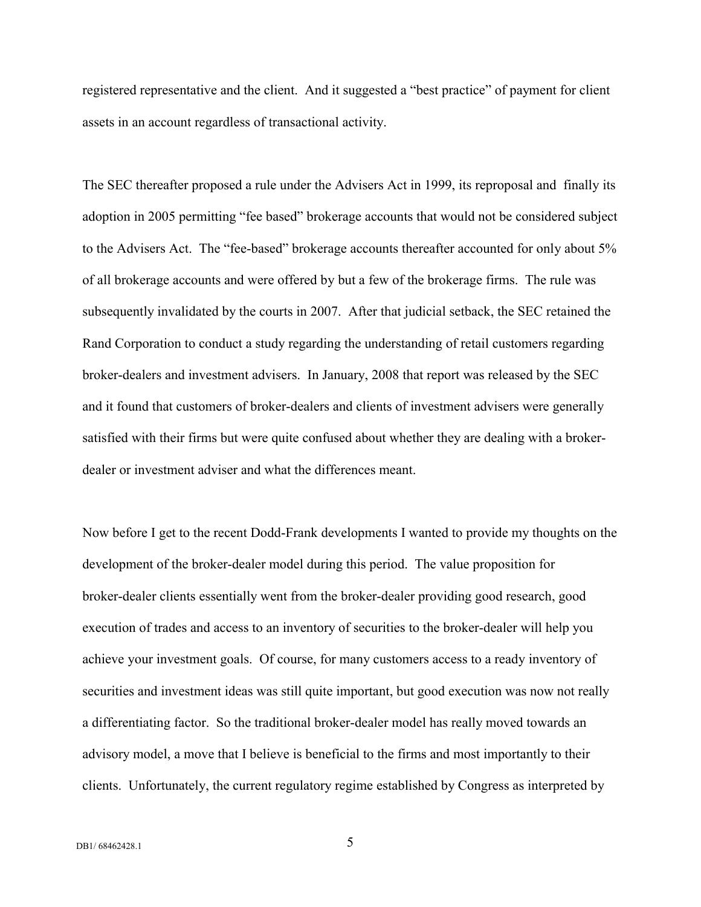registered representative and the client. And it suggested a "best practice" of payment for client assets in an account regardless of transactional activity.

The SEC thereafter proposed a rule under the Advisers Act in 1999, its reproposal and finally its adoption in 2005 permitting "fee based" brokerage accounts that would not be considered subject to the Advisers Act. The "fee-based" brokerage accounts thereafter accounted for only about 5% of all brokerage accounts and were offered by but a few of the brokerage firms. The rule was subsequently invalidated by the courts in 2007. After that judicial setback, the SEC retained the Rand Corporation to conduct a study regarding the understanding of retail customers regarding broker-dealers and investment advisers. In January, 2008 that report was released by the SEC and it found that customers of broker-dealers and clients of investment advisers were generally satisfied with their firms but were quite confused about whether they are dealing with a broker-dealer or investment adviser and what the differences meant.

Now before I get to the recent Dodd-Frank developments I wanted to provide my thoughts on the development of the broker-dealer model during this period. The value proposition for broker-dealer clients essentially went from the broker-dealer providing good research, good execution of trades and access to an inventory of securities to the broker-dealer will help you achieve your investment goals. Of course, for many customers access to a ready inventory of securities and investment ideas was still quite important, but good execution was now not really a differentiating factor. So the traditional broker-dealer model has really moved towards an advisory model, a move that I believe is beneficial to the firms and most importantly to their clients. Unfortunately, the current regulatory regime established by Congress as interpreted by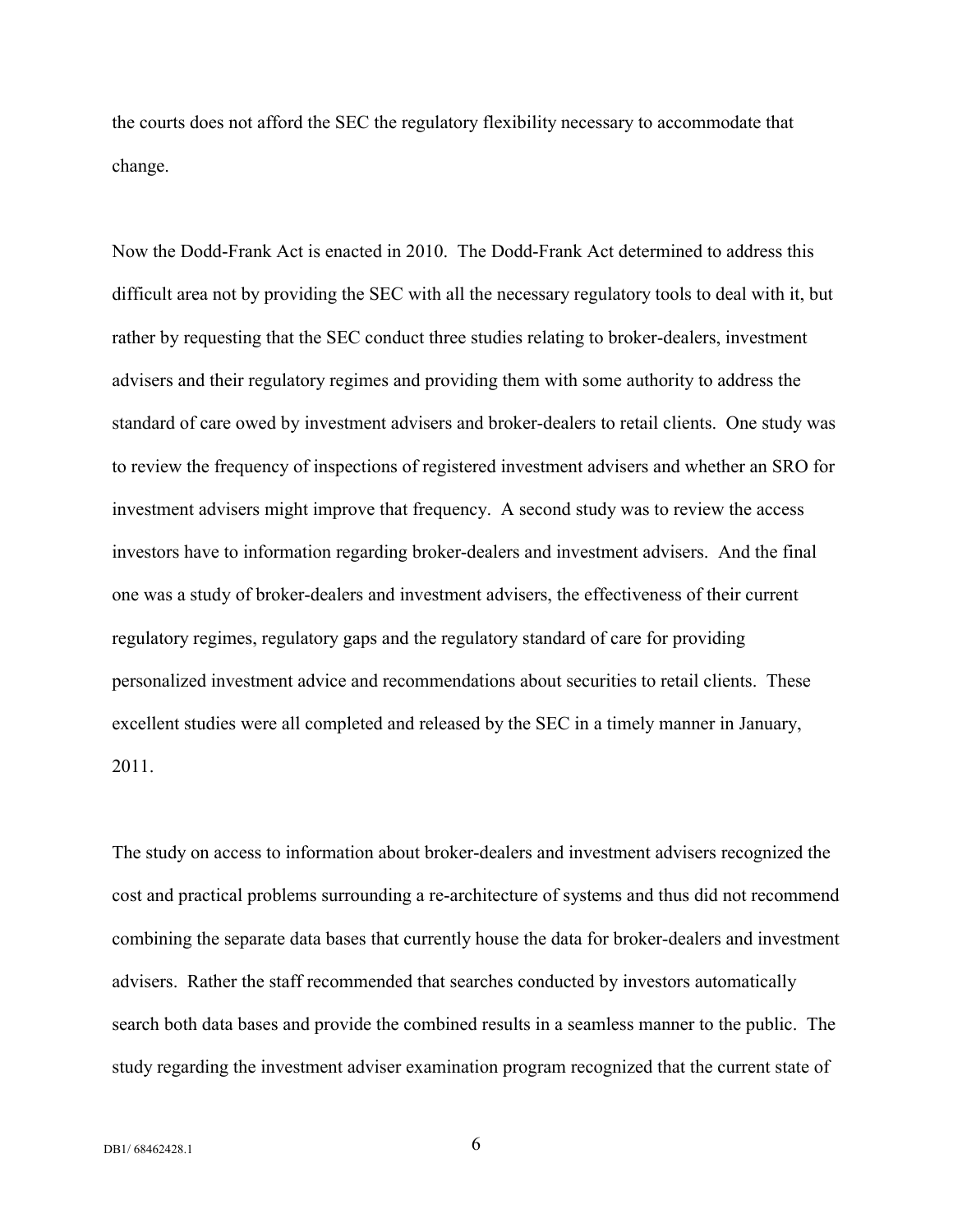the courts does not afford the SEC the regulatory flexibility necessary to accommodate that change.

Now the Dodd-Frank Act is enacted in 2010. The Dodd-Frank Act determined to address this difficult area not by providing the SEC with all the necessary regulatory tools to deal with it, but rather by requesting that the SEC conduct three studies relating to broker-dealers, investment advisers and their regulatory regimes and providing them with some authority to address the standard of care owed by investment advisers and broker-dealers to retail clients. One study was to review the frequency of inspections of registered investment advisers and whether an SRO for investment advisers might improve that frequency. A second study was to review the access investors have to information regarding broker-dealers and investment advisers. And the final one was a study of broker-dealers and investment advisers, the effectiveness of their current regulatory regimes, regulatory gaps and the regulatory standard of care for providing personalized investment advice and recommendations about securities to retail clients. These excellent studies were all completed and released by the SEC in a timely manner in January, 2011.

The study on access to information about broker-dealers and investment advisers recognized the cost and practical problems surrounding a re-architecture of systems and thus did not recommend combining the separate data bases that currently house the data for broker-dealers and investment advisers. Rather the staff recommended that searches conducted by investors automatically search both data bases and provide the combined results in a seamless manner to the public. The study regarding the investment adviser examination program recognized that the current state of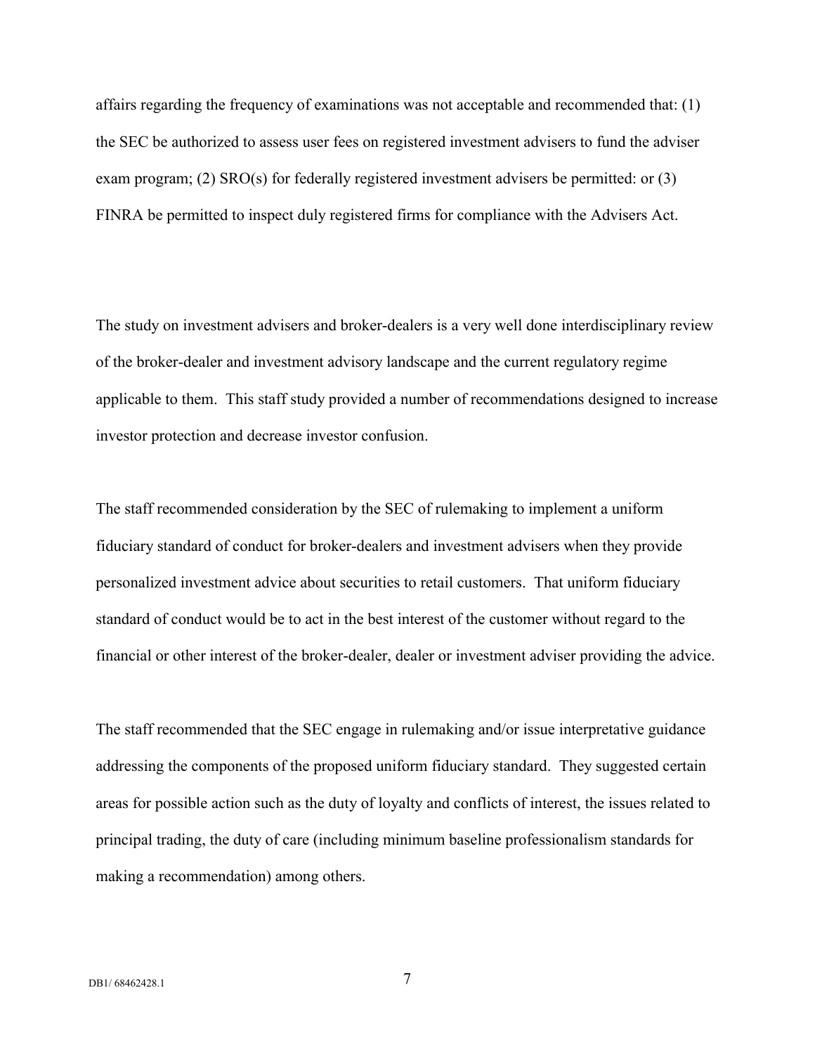affairs regarding the frequency of examinations was not acceptable and recommended that: (1) the SEC be authorized to assess user fees on registered investment advisers to fund the adviser exam program; (2) SRO(s) for federally registered investment advisers be permitted: or (3) FINRA be permitted to inspect duly registered firms for compliance with the Advisers Act.

The study on investment advisers and broker-dealers is a very well done interdisciplinary review of the broker-dealer and investment advisory landscape and the current regulatory regime applicable to them. This staff study provided a number of recommendations designed to increase investor protection and decrease investor confusion.

The staff recommended consideration by the SEC of rulemaking to implement a uniform fiduciary standard of conduct for broker-dealers and investment advisers when they provide personalized investment advice about securities to retail customers. That uniform fiduciary standard of conduct would be to act in the best interest of the customer without regard to the financial or other interest of the broker-dealer, dealer or investment adviser providing the advice.

The staff recommended that the SEC engage in rulemaking and/or issue interpretative guidance addressing the components of the proposed uniform fiduciary standard. They suggested certain areas for possible action such as the duty of loyalty and conflicts of interest, the issues related to principal trading, the duty of care (including minimum baseline professionalism standards for making a recommendation) among others.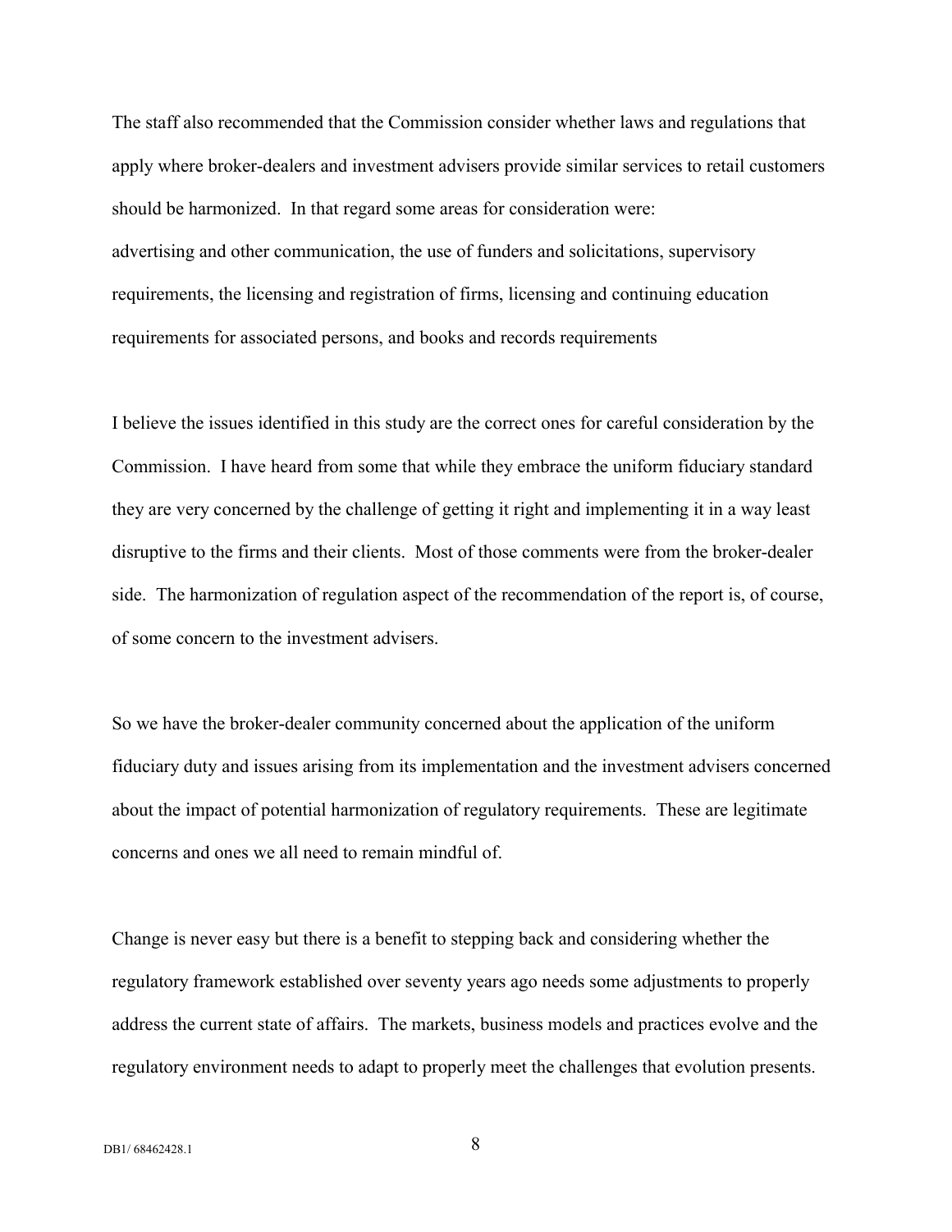The staff also recommended that the Commission consider whether laws and regulations that apply where broker-dealers and investment advisers provide similar services to retail customers should be harmonized. In that regard some areas for consideration were:
advertising and other communication, the use of funders and solicitations, supervisory requirements, the licensing and registration of firms, licensing and continuing education requirements for associated persons, and books and records requirements

I believe the issues identified in this study are the correct ones for careful consideration by the Commission. I have heard from some that while they embrace the uniform fiduciary standard they are very concerned by the challenge of getting it right and implementing it in a way least disruptive to the firms and their clients. Most of those comments were from the broker-dealer side. The harmonization of regulation aspect of the recommendation of the report is, of course, of some concern to the investment advisers.

So we have the broker-dealer community concerned about the application of the uniform fiduciary duty and issues arising from its implementation and the investment advisers concerned about the impact of potential harmonization of regulatory requirements. These are legitimate concerns and ones we all need to remain mindful of.

Change is never easy but there is a benefit to stepping back and considering whether the regulatory framework established over seventy years ago needs some adjustments to properly address the current state of affairs. The markets, business models and practices evolve and the regulatory environment needs to adapt to properly meet the challenges that evolution presents.

DB1/ 68462428.1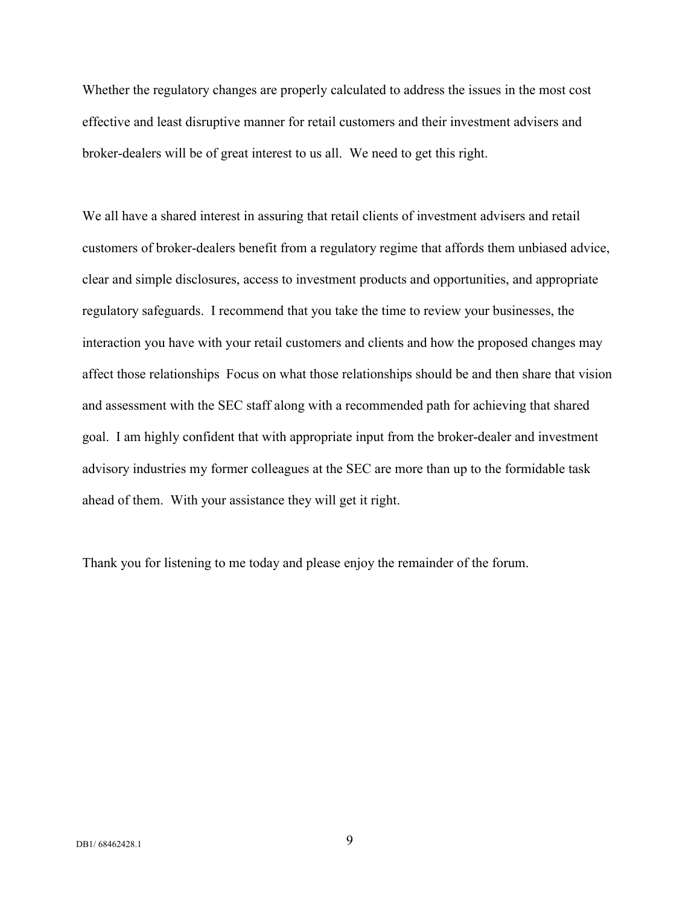Whether the regulatory changes are properly calculated to address the issues in the most cost effective and least disruptive manner for retail customers and their investment advisers and broker-dealers will be of great interest to us all. We need to get this right.

We all have a shared interest in assuring that retail clients of investment advisers and retail customers of broker-dealers benefit from a regulatory regime that affords them unbiased advice, clear and simple disclosures, access to investment products and opportunities, and appropriate regulatory safeguards. I recommend that you take the time to review your businesses, the interaction you have with your retail customers and clients and how the proposed changes may affect those relationships Focus on what those relationships should be and then share that vision and assessment with the SEC staff along with a recommended path for achieving that shared goal. I am highly confident that with appropriate input from the broker-dealer and investment advisory industries my former colleagues at the SEC are more than up to the formidable task ahead of them. With your assistance they will get it right.

Thank you for listening to me today and please enjoy the remainder of the forum.